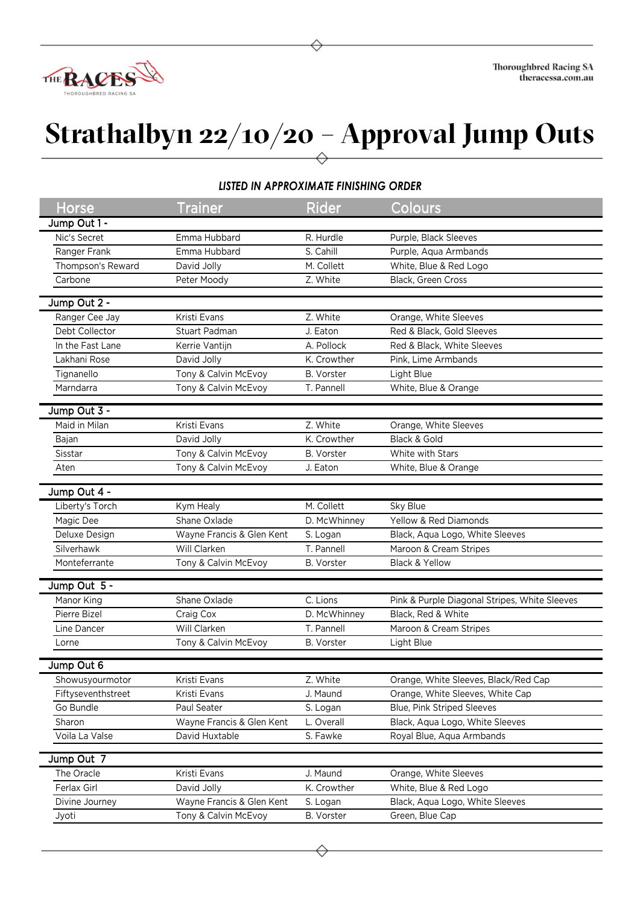# Strathalbyn 22/10/20 – Approval Jump Outs

***LISTED IN APPROXIMATE FINISHING ORDER***

| Horse | Trainer | Rider | Colours |
|---|---|---|---|
| **Jump Out 1 -** | | | |
| Nic's Secret | Emma Hubbard | R. Hurdle | Purple, Black Sleeves |
| Ranger Frank | Emma Hubbard | S. Cahill | Purple, Aqua Armbands |
| Thompson's Reward | David Jolly | M. Collett | White, Blue & Red Logo |
| Carbone | Peter Moody | Z. White | Black, Green Cross |
| **Jump Out 2 -** | | | |
| Ranger Cee Jay | Kristi Evans | Z. White | Orange, White Sleeves |
| Debt Collector | Stuart Padman | J. Eaton | Red & Black, Gold Sleeves |
| In the Fast Lane | Kerrie Vantijn | A. Pollock | Red & Black, White Sleeves |
| Lakhani Rose | David Jolly | K. Crowther | Pink, Lime Armbands |
| Tignanello | Tony & Calvin McEvoy | B. Vorster | Light Blue |
| Marndarra | Tony & Calvin McEvoy | T. Pannell | White, Blue & Orange |
| **Jump Out 3 -** | | | |
| Maid in Milan | Kristi Evans | Z. White | Orange, White Sleeves |
| Bajan | David Jolly | K. Crowther | Black & Gold |
| Sisstar | Tony & Calvin McEvoy | B. Vorster | White with Stars |
| Aten | Tony & Calvin McEvoy | J. Eaton | White, Blue & Orange |
| **Jump Out 4 -** | | | |
| Liberty's Torch | Kym Healy | M. Collett | Sky Blue |
| Magic Dee | Shane Oxlade | D. McWhinney | Yellow & Red Diamonds |
| Deluxe Design | Wayne Francis & Glen Kent | S. Logan | Black, Aqua Logo, White Sleeves |
| Silverhawk | Will Clarken | T. Pannell | Maroon & Cream Stripes |
| Monteferrante | Tony & Calvin McEvoy | B. Vorster | Black & Yellow |
| **Jump Out 5 -** | | | |
| Manor King | Shane Oxlade | C. Lions | Pink & Purple Diagonal Stripes, White Sleeves |
| Pierre Bizel | Craig Cox | D. McWhinney | Black, Red & White |
| Line Dancer | Will Clarken | T. Pannell | Maroon & Cream Stripes |
| Lorne | Tony & Calvin McEvoy | B. Vorster | Light Blue |
| **Jump Out 6** | | | |
| Showusyourmotor | Kristi Evans | Z. White | Orange, White Sleeves, Black/Red Cap |
| Fiftyseventhstreet | Kristi Evans | J. Maund | Orange, White Sleeves, White Cap |
| Go Bundle | Paul Seater | S. Logan | Blue, Pink Striped Sleeves |
| Sharon | Wayne Francis & Glen Kent | L. Overall | Black, Aqua Logo, White Sleeves |
| Voila La Valse | David Huxtable | S. Fawke | Royal Blue, Aqua Armbands |
| **Jump Out 7** | | | |
| The Oracle | Kristi Evans | J. Maund | Orange, White Sleeves |
| Ferlax Girl | David Jolly | K. Crowther | White, Blue & Red Logo |
| Divine Journey | Wayne Francis & Glen Kent | S. Logan | Black, Aqua Logo, White Sleeves |
| Jyoti | Tony & Calvin McEvoy | B. Vorster | Green, Blue Cap |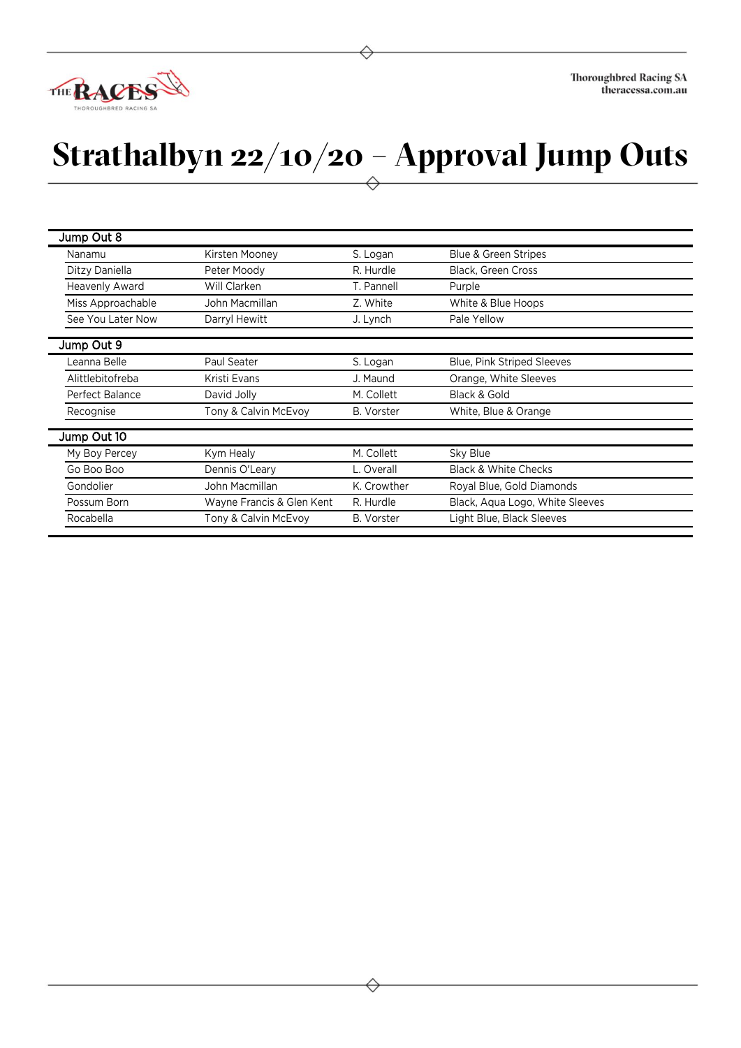# Strathalbyn 22/10/20 – Approval Jump Outs

| Jump Out 8 | | | |
|---|---|---|---|
| Nanamu | Kirsten Mooney | S. Logan | Blue & Green Stripes |
| Ditzy Daniella | Peter Moody | R. Hurdle | Black, Green Cross |
| Heavenly Award | Will Clarken | T. Pannell | Purple |
| Miss Approachable | John Macmillan | Z. White | White & Blue Hoops |
| See You Later Now | Darryl Hewitt | J. Lynch | Pale Yellow |

| Jump Out 9 | | | |
|---|---|---|---|
| Leanna Belle | Paul Seater | S. Logan | Blue, Pink Striped Sleeves |
| Alittlebitofreba | Kristi Evans | J. Maund | Orange, White Sleeves |
| Perfect Balance | David Jolly | M. Collett | Black & Gold |
| Recognise | Tony & Calvin McEvoy | B. Vorster | White, Blue & Orange |

| Jump Out 10 | | | |
|---|---|---|---|
| My Boy Percey | Kym Healy | M. Collett | Sky Blue |
| Go Boo Boo | Dennis O'Leary | L. Overall | Black & White Checks |
| Gondolier | John Macmillan | K. Crowther | Royal Blue, Gold Diamonds |
| Possum Born | Wayne Francis & Glen Kent | R. Hurdle | Black, Aqua Logo, White Sleeves |
| Rocabella | Tony & Calvin McEvoy | B. Vorster | Light Blue, Black Sleeves |